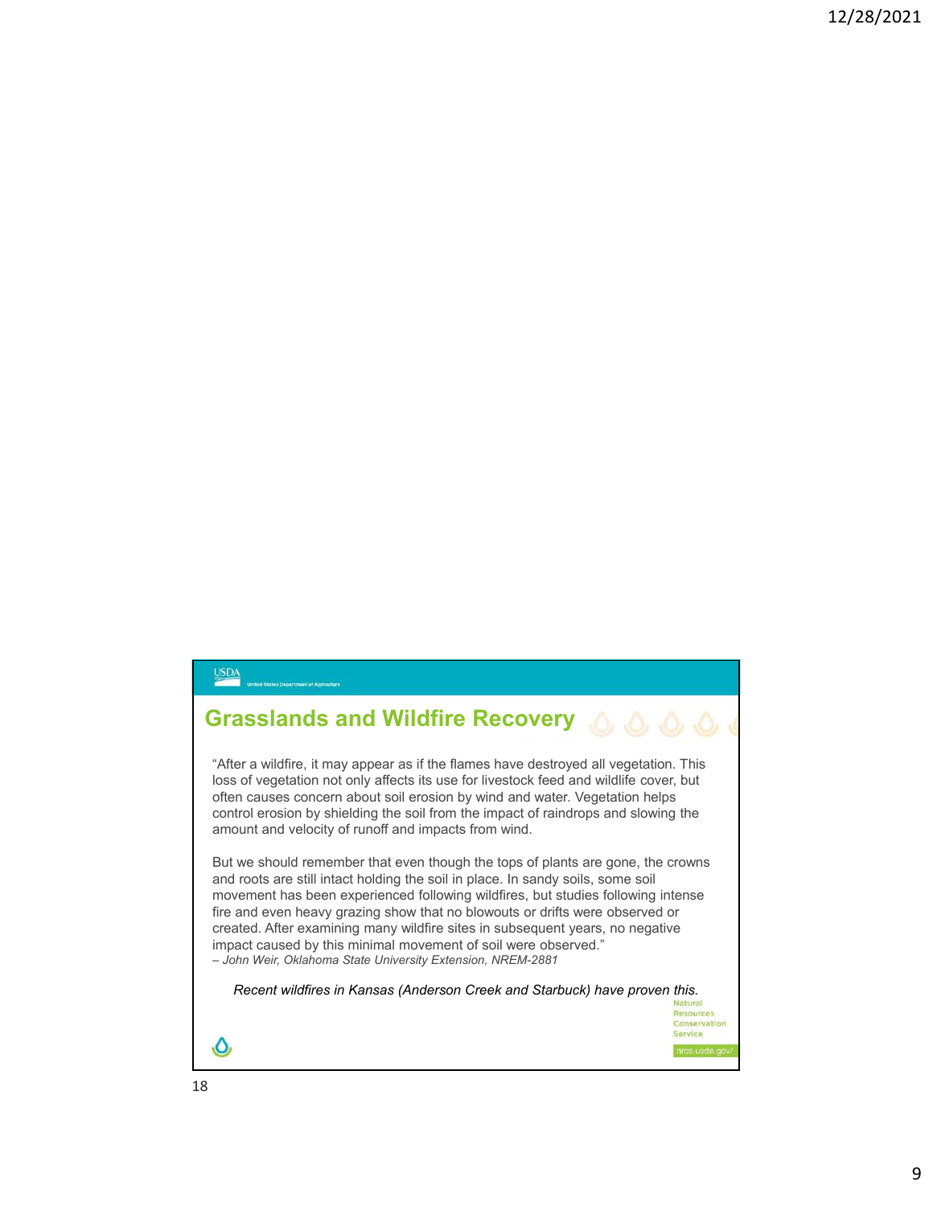## Grasslands and Wildfire Recovery

"After a wildfire, it may appear as if the flames have destroyed all vegetation. This loss of vegetation not only affects its use for livestock feed and wildlife cover, but often causes concern about soil erosion by wind and water. Vegetation helps control erosion by shielding the soil from the impact of raindrops and slowing the amount and velocity of runoff and impacts from wind.

But we should remember that even though the tops of plants are gone, the crowns and roots are still intact holding the soil in place. In sandy soils, some soil movement has been experienced following wildfires, but studies following intense fire and even heavy grazing show that no blowouts or drifts were observed or created. After examining many wildfire sites in subsequent years, no negative impact caused by this minimal movement of soil were observed."

*– John Weir, Oklahoma State University Extension, NREM-2881*

*Recent wildfires in Kansas (Anderson Creek and Starbuck) have proven this.*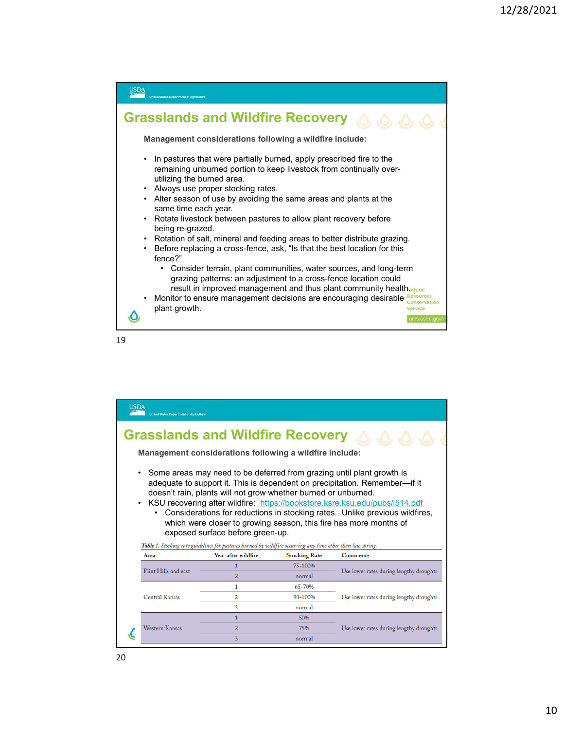## Grasslands and Wildfire Recovery

**Management considerations following a wildfire include:**

- In pastures that were partially burned, apply prescribed fire to the remaining unburned portion to keep livestock from continually over-utilizing the burned area.
- Always use proper stocking rates.
- Alter season of use by avoiding the same areas and plants at the same time each year.
- Rotate livestock between pastures to allow plant recovery before being re-grazed.
- Rotation of salt, mineral and feeding areas to better distribute grazing.
- Before replacing a cross-fence, ask, "Is that the best location for this fence?"
  - Consider terrain, plant communities, water sources, and long-term grazing patterns: an adjustment to a cross-fence location could result in improved management and thus plant community health.
- Monitor to ensure management decisions are encouraging desirable plant growth.

Natural Resources Conservation Service

nrcs.usda.gov/

## Grasslands and Wildfire Recovery

**Management considerations following a wildfire include:**

- Some areas may need to be deferred from grazing until plant growth is adequate to support it. This is dependent on precipitation. Remember—if it doesn't rain, plants will not grow whether burned or unburned.
- KSU recovering after wildfire: https://bookstore.ksre.ksu.edu/pubs/l514.pdf
  - Considerations for reductions in stocking rates. Unlike previous wildfires, which were closer to growing season, this fire has more months of exposed surface before green-up.

*Table 1. Stocking rate guidelines for pastures burned by wildfire occurring any time other than late spring.*

| Area | Year after wildfire | Stocking Rate | Comments |
|---|---|---|---|
| Flint Hills and east | 1 | 75-100% | Use lower rates during lengthy droughts |
| | 2 | normal | |
| Central Kansas | 1 | 65-70% | Use lower rates during lengthy droughts |
| | 2 | 90-100% | |
| | 3 | normal | |
| Western Kansas | 1 | 50% | Use lower rates during lengthy droughts |
| | 2 | 75% | |
| | 3 | normal | |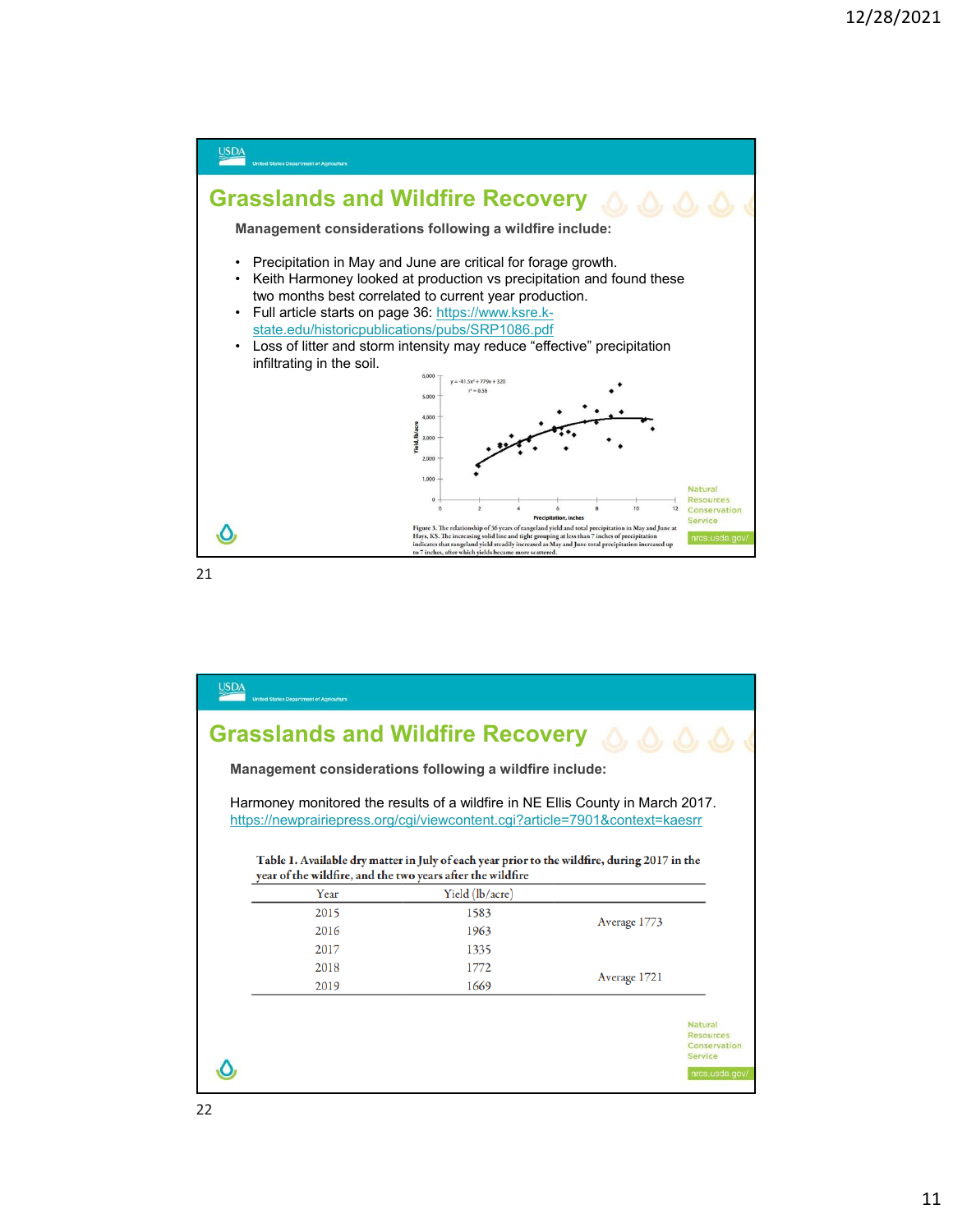# Grasslands and Wildfire Recovery

**Management considerations following a wildfire include:**

- Precipitation in May and June are critical for forage growth.
- Keith Harmoney looked at production vs precipitation and found these two months best correlated to current year production.
- Full article starts on page 36: https://www.ksre.k-state.edu/historicpublications/pubs/SRP1086.pdf
- Loss of litter and storm intensity may reduce "effective" precipitation infiltrating in the soil.

$y = -41.5x^2 + 779x + 320$

$r^2 = 0.56$

Figure 3. The relationship of 36 years of rangeland yield and total precipitation in May and June at Hays, KS. The increasing solid line and tight grouping at less than 7 inches of precipitation indicates that rangeland yield steadily increased as May and June total precipitation increased up to 7 inches, after which yields became more scattered.

# Grasslands and Wildfire Recovery

**Management considerations following a wildfire include:**

Harmoney monitored the results of a wildfire in NE Ellis County in March 2017. https://newprairiepress.org/cgi/viewcontent.cgi?article=7901&context=kaesrr

Table 1. Available dry matter in July of each year prior to the wildfire, during 2017 in the year of the wildfire, and the two years after the wildfire

| Year | Yield (lb/acre) | |
|---|---|---|
| 2015 | 1583 | Average 1773 |
| 2016 | 1963 | |
| 2017 | 1335 | |
| 2018 | 1772 | Average 1721 |
| 2019 | 1669 | |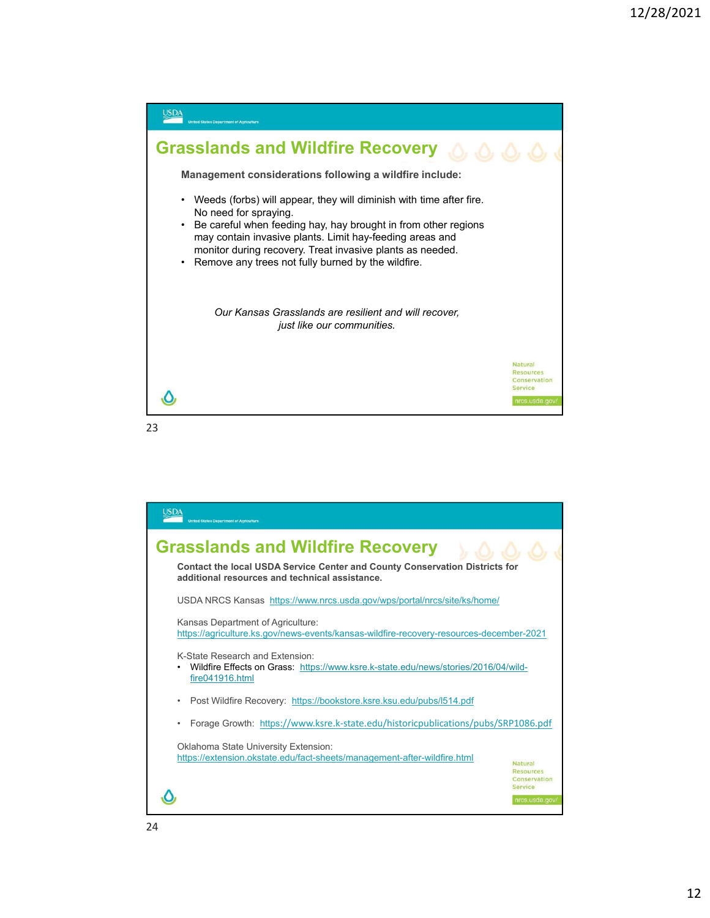## Grasslands and Wildfire Recovery

**Management considerations following a wildfire include:**

- Weeds (forbs) will appear, they will diminish with time after fire. No need for spraying.
- Be careful when feeding hay, hay brought in from other regions may contain invasive plants. Limit hay-feeding areas and monitor during recovery. Treat invasive plants as needed.
- Remove any trees not fully burned by the wildfire.

*Our Kansas Grasslands are resilient and will recover, just like our communities.*

## Grasslands and Wildfire Recovery

**Contact the local USDA Service Center and County Conservation Districts for additional resources and technical assistance.**

USDA NRCS Kansas https://www.nrcs.usda.gov/wps/portal/nrcs/site/ks/home/

Kansas Department of Agriculture: https://agriculture.ks.gov/news-events/kansas-wildfire-recovery-resources-december-2021

K-State Research and Extension:

- Wildfire Effects on Grass: https://www.ksre.k-state.edu/news/stories/2016/04/wild-fire041916.html
- Post Wildfire Recovery: https://bookstore.ksre.ksu.edu/pubs/l514.pdf
- Forage Growth: https://www.ksre.k-state.edu/historicpublications/pubs/SRP1086.pdf

Oklahoma State University Extension: https://extension.okstate.edu/fact-sheets/management-after-wildfire.html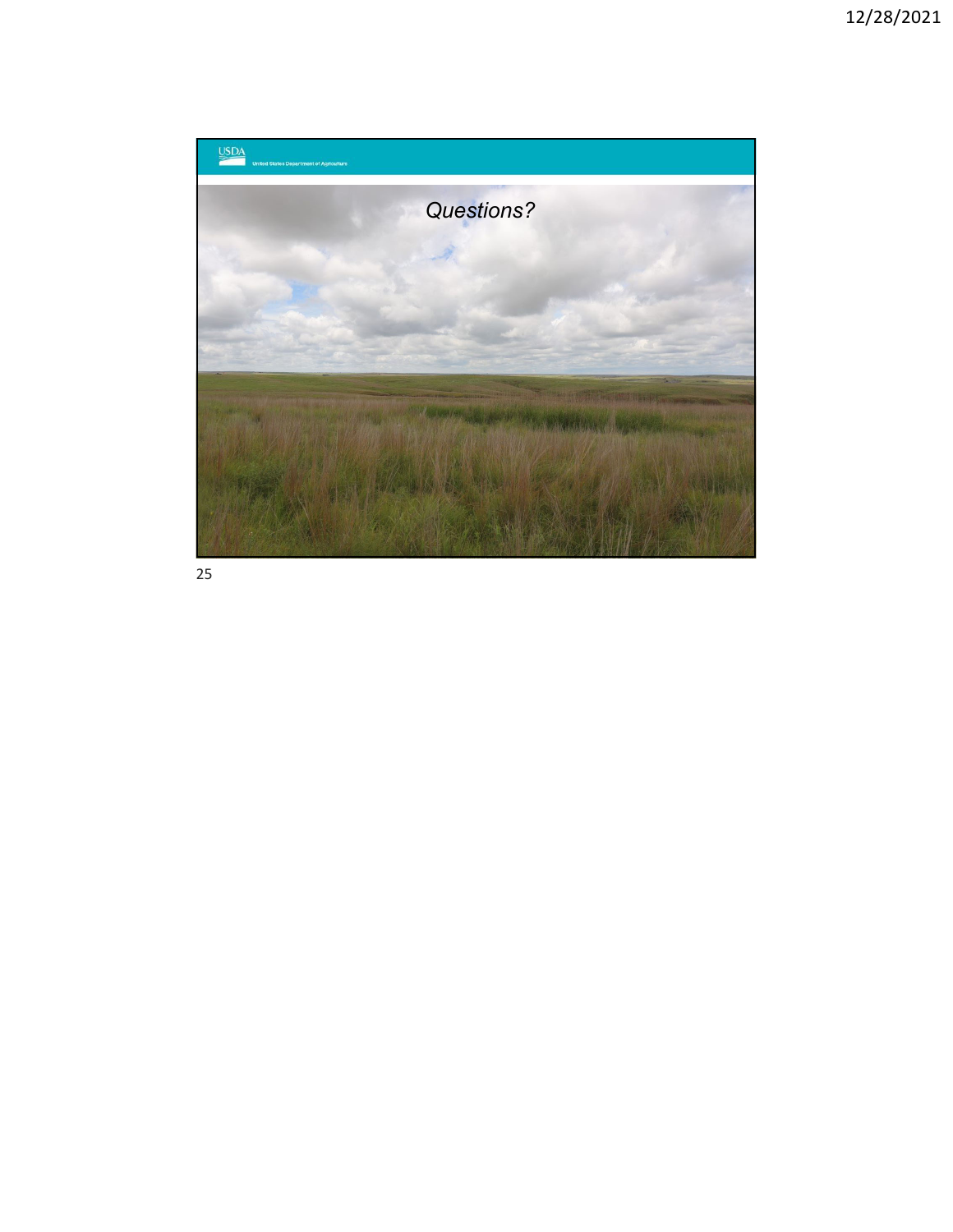USDA
United States Department of Agriculture

*Questions?*